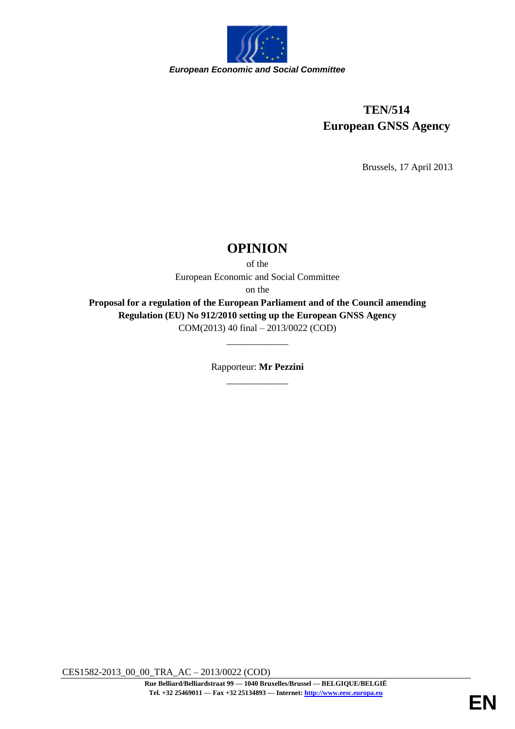*European Economic and Social Committee*

**TEN/514**
**European GNSS Agency**

Brussels, 17 April 2013

# OPINION

of the
European Economic and Social Committee
on the
**Proposal for a regulation of the European Parliament and of the Council amending Regulation (EU) No 912/2010 setting up the European GNSS Agency**
COM(2013) 40 final – 2013/0022 (COD)

_____________

Rapporteur: **Mr Pezzini**

_____________

CES1582-2013_00_00_TRA_AC – 2013/0022 (COD)

**Rue Belliard/Belliardstraat 99 — 1040 Bruxelles/Brussel — BELGIQUE/BELGIË**
**Tel. +32 25469011 — Fax +32 25134893 — Internet: http://www.eesc.europa.eu**

**EN**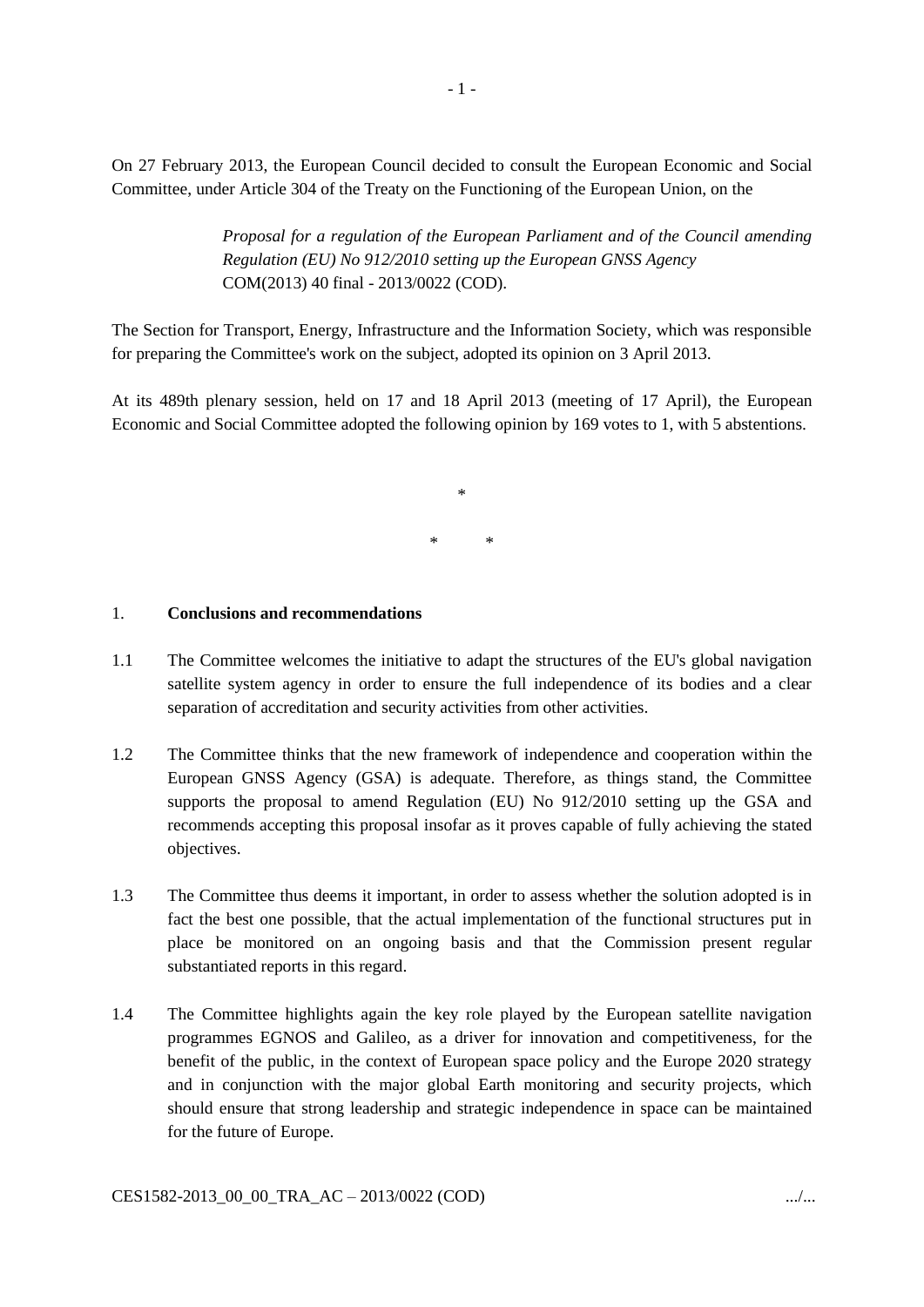On 27 February 2013, the European Council decided to consult the European Economic and Social Committee, under Article 304 of the Treaty on the Functioning of the European Union, on the

> *Proposal for a regulation of the European Parliament and of the Council amending Regulation (EU) No 912/2010 setting up the European GNSS Agency*
> COM(2013) 40 final - 2013/0022 (COD).

The Section for Transport, Energy, Infrastructure and the Information Society, which was responsible for preparing the Committee's work on the subject, adopted its opinion on 3 April 2013.

At its 489th plenary session, held on 17 and 18 April 2013 (meeting of 17 April), the European Economic and Social Committee adopted the following opinion by 169 votes to 1, with 5 abstentions.

\*

\* \*

## 1. Conclusions and recommendations

1.1 The Committee welcomes the initiative to adapt the structures of the EU's global navigation satellite system agency in order to ensure the full independence of its bodies and a clear separation of accreditation and security activities from other activities.

1.2 The Committee thinks that the new framework of independence and cooperation within the European GNSS Agency (GSA) is adequate. Therefore, as things stand, the Committee supports the proposal to amend Regulation (EU) No 912/2010 setting up the GSA and recommends accepting this proposal insofar as it proves capable of fully achieving the stated objectives.

1.3 The Committee thus deems it important, in order to assess whether the solution adopted is in fact the best one possible, that the actual implementation of the functional structures put in place be monitored on an ongoing basis and that the Commission present regular substantiated reports in this regard.

1.4 The Committee highlights again the key role played by the European satellite navigation programmes EGNOS and Galileo, as a driver for innovation and competitiveness, for the benefit of the public, in the context of European space policy and the Europe 2020 strategy and in conjunction with the major global Earth monitoring and security projects, which should ensure that strong leadership and strategic independence in space can be maintained for the future of Europe.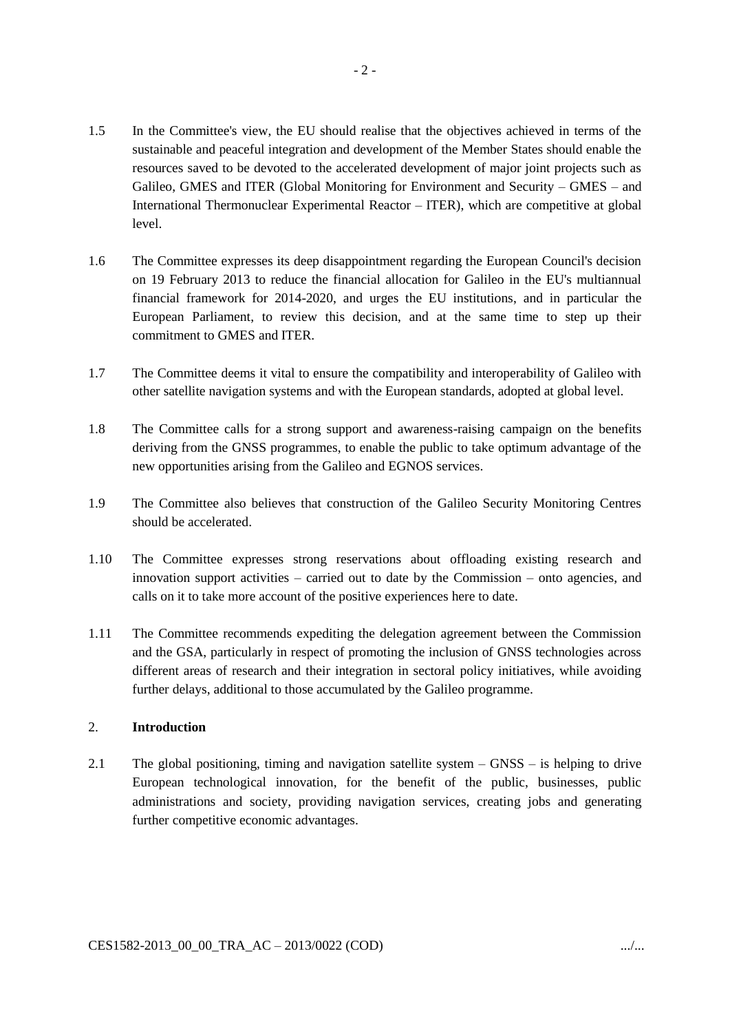1.5 In the Committee's view, the EU should realise that the objectives achieved in terms of the sustainable and peaceful integration and development of the Member States should enable the resources saved to be devoted to the accelerated development of major joint projects such as Galileo, GMES and ITER (Global Monitoring for Environment and Security – GMES – and International Thermonuclear Experimental Reactor – ITER), which are competitive at global level.

1.6 The Committee expresses its deep disappointment regarding the European Council's decision on 19 February 2013 to reduce the financial allocation for Galileo in the EU's multiannual financial framework for 2014-2020, and urges the EU institutions, and in particular the European Parliament, to review this decision, and at the same time to step up their commitment to GMES and ITER.

1.7 The Committee deems it vital to ensure the compatibility and interoperability of Galileo with other satellite navigation systems and with the European standards, adopted at global level.

1.8 The Committee calls for a strong support and awareness-raising campaign on the benefits deriving from the GNSS programmes, to enable the public to take optimum advantage of the new opportunities arising from the Galileo and EGNOS services.

1.9 The Committee also believes that construction of the Galileo Security Monitoring Centres should be accelerated.

1.10 The Committee expresses strong reservations about offloading existing research and innovation support activities – carried out to date by the Commission – onto agencies, and calls on it to take more account of the positive experiences here to date.

1.11 The Committee recommends expediting the delegation agreement between the Commission and the GSA, particularly in respect of promoting the inclusion of GNSS technologies across different areas of research and their integration in sectoral policy initiatives, while avoiding further delays, additional to those accumulated by the Galileo programme.

## 2. Introduction

2.1 The global positioning, timing and navigation satellite system – GNSS – is helping to drive European technological innovation, for the benefit of the public, businesses, public administrations and society, providing navigation services, creating jobs and generating further competitive economic advantages.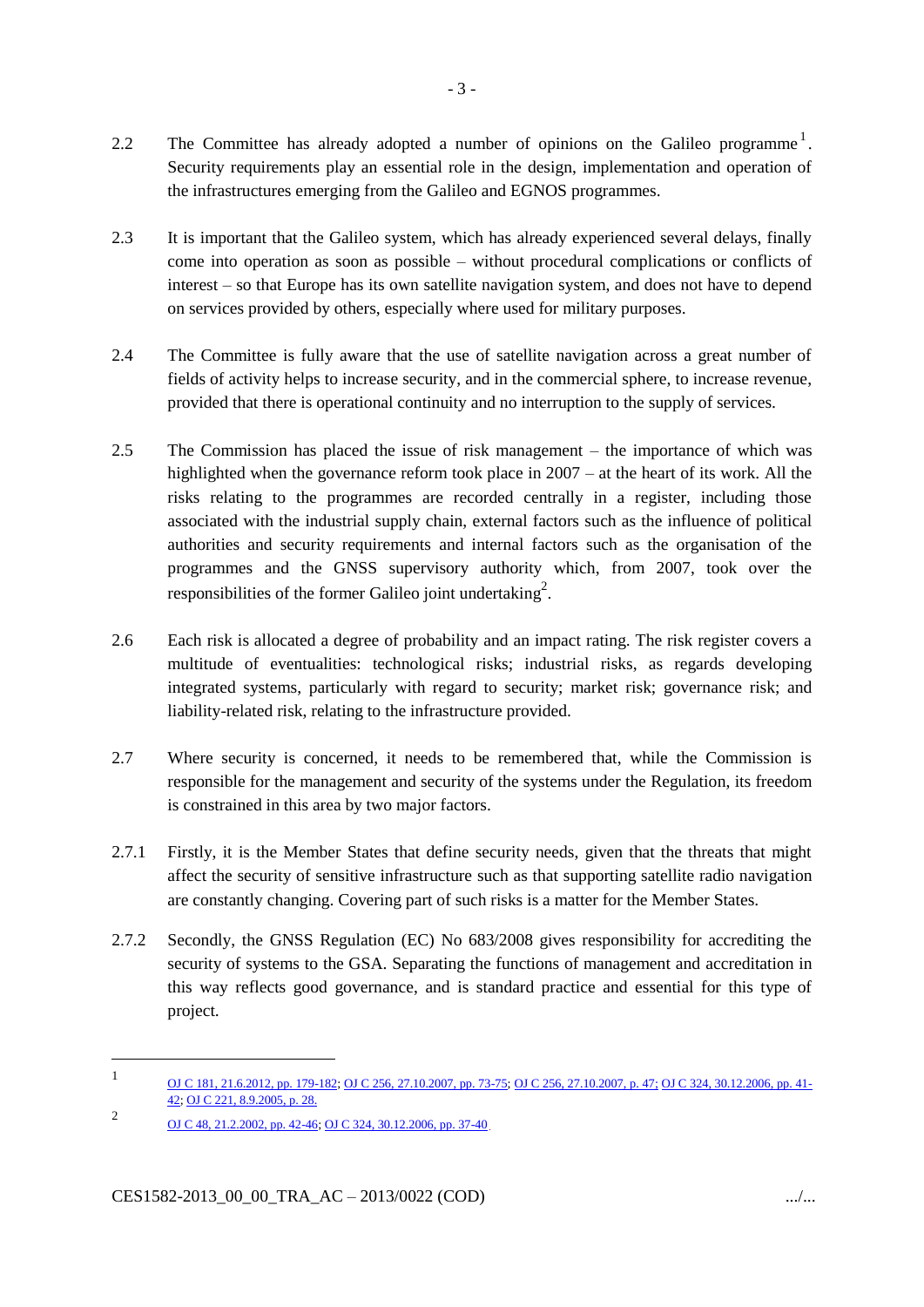2.2 The Committee has already adopted a number of opinions on the Galileo programme[1]. Security requirements play an essential role in the design, implementation and operation of the infrastructures emerging from the Galileo and EGNOS programmes.

2.3 It is important that the Galileo system, which has already experienced several delays, finally come into operation as soon as possible – without procedural complications or conflicts of interest – so that Europe has its own satellite navigation system, and does not have to depend on services provided by others, especially where used for military purposes.

2.4 The Committee is fully aware that the use of satellite navigation across a great number of fields of activity helps to increase security, and in the commercial sphere, to increase revenue, provided that there is operational continuity and no interruption to the supply of services.

2.5 The Commission has placed the issue of risk management – the importance of which was highlighted when the governance reform took place in 2007 – at the heart of its work. All the risks relating to the programmes are recorded centrally in a register, including those associated with the industrial supply chain, external factors such as the influence of political authorities and security requirements and internal factors such as the organisation of the programmes and the GNSS supervisory authority which, from 2007, took over the responsibilities of the former Galileo joint undertaking[2].

2.6 Each risk is allocated a degree of probability and an impact rating. The risk register covers a multitude of eventualities: technological risks; industrial risks, as regards developing integrated systems, particularly with regard to security; market risk; governance risk; and liability-related risk, relating to the infrastructure provided.

2.7 Where security is concerned, it needs to be remembered that, while the Commission is responsible for the management and security of the systems under the Regulation, its freedom is constrained in this area by two major factors.

2.7.1 Firstly, it is the Member States that define security needs, given that the threats that might affect the security of sensitive infrastructure such as that supporting satellite radio navigation are constantly changing. Covering part of such risks is a matter for the Member States.

2.7.2 Secondly, the GNSS Regulation (EC) No 683/2008 gives responsibility for accrediting the security of systems to the GSA. Separating the functions of management and accreditation in this way reflects good governance, and is standard practice and essential for this type of project.

---

[1] OJ C 181, 21.6.2012, pp. 179-182; OJ C 256, 27.10.2007, pp. 73-75; OJ C 256, 27.10.2007, p. 47; OJ C 324, 30.12.2006, pp. 41-42; OJ C 221, 8.9.2005, p. 28.

[2] OJ C 48, 21.2.2002, pp. 42-46; OJ C 324, 30.12.2006, pp. 37-40.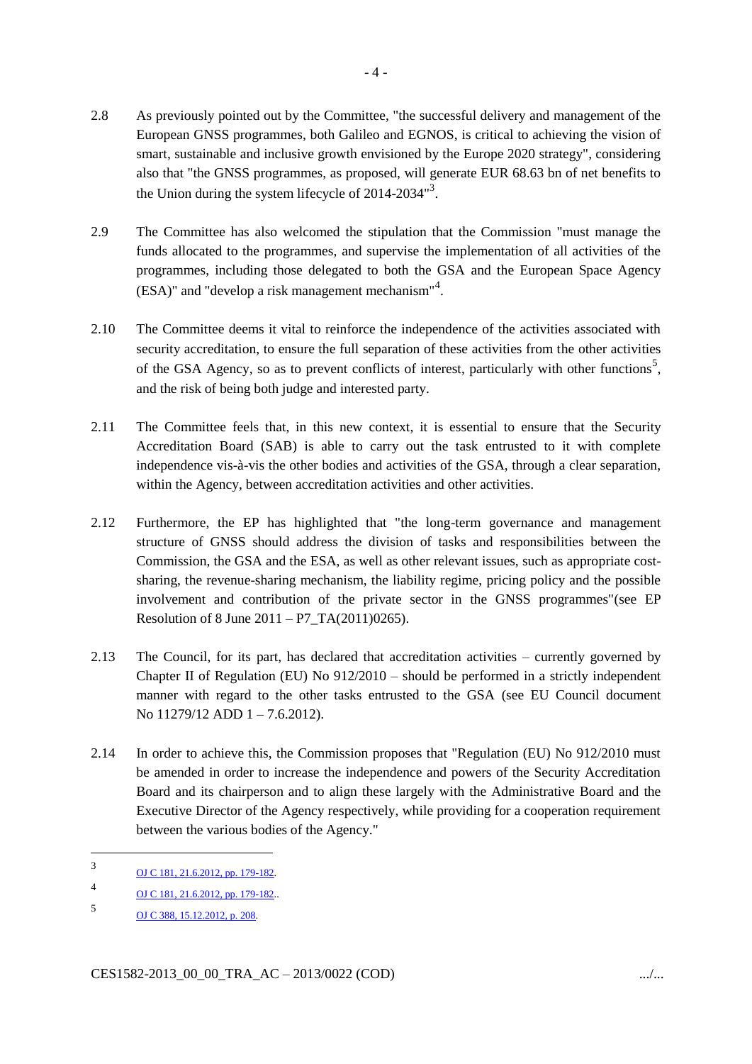2.8 As previously pointed out by the Committee, "the successful delivery and management of the European GNSS programmes, both Galileo and EGNOS, is critical to achieving the vision of smart, sustainable and inclusive growth envisioned by the Europe 2020 strategy", considering also that "the GNSS programmes, as proposed, will generate EUR 68.63 bn of net benefits to the Union during the system lifecycle of 2014-2034"[3].

2.9 The Committee has also welcomed the stipulation that the Commission "must manage the funds allocated to the programmes, and supervise the implementation of all activities of the programmes, including those delegated to both the GSA and the European Space Agency (ESA)" and "develop a risk management mechanism"[4].

2.10 The Committee deems it vital to reinforce the independence of the activities associated with security accreditation, to ensure the full separation of these activities from the other activities of the GSA Agency, so as to prevent conflicts of interest, particularly with other functions[5], and the risk of being both judge and interested party.

2.11 The Committee feels that, in this new context, it is essential to ensure that the Security Accreditation Board (SAB) is able to carry out the task entrusted to it with complete independence vis-à-vis the other bodies and activities of the GSA, through a clear separation, within the Agency, between accreditation activities and other activities.

2.12 Furthermore, the EP has highlighted that "the long-term governance and management structure of GNSS should address the division of tasks and responsibilities between the Commission, the GSA and the ESA, as well as other relevant issues, such as appropriate cost-sharing, the revenue-sharing mechanism, the liability regime, pricing policy and the possible involvement and contribution of the private sector in the GNSS programmes"(see EP Resolution of 8 June 2011 – P7_TA(2011)0265).

2.13 The Council, for its part, has declared that accreditation activities – currently governed by Chapter II of Regulation (EU) No 912/2010 – should be performed in a strictly independent manner with regard to the other tasks entrusted to the GSA (see EU Council document No 11279/12 ADD 1 – 7.6.2012).

2.14 In order to achieve this, the Commission proposes that "Regulation (EU) No 912/2010 must be amended in order to increase the independence and powers of the Security Accreditation Board and its chairperson and to align these largely with the Administrative Board and the Executive Director of the Agency respectively, while providing for a cooperation requirement between the various bodies of the Agency."

---

[3] OJ C 181, 21.6.2012, pp. 179-182.

[4] OJ C 181, 21.6.2012, pp. 179-182..

[5] OJ C 388, 15.12.2012, p. 208.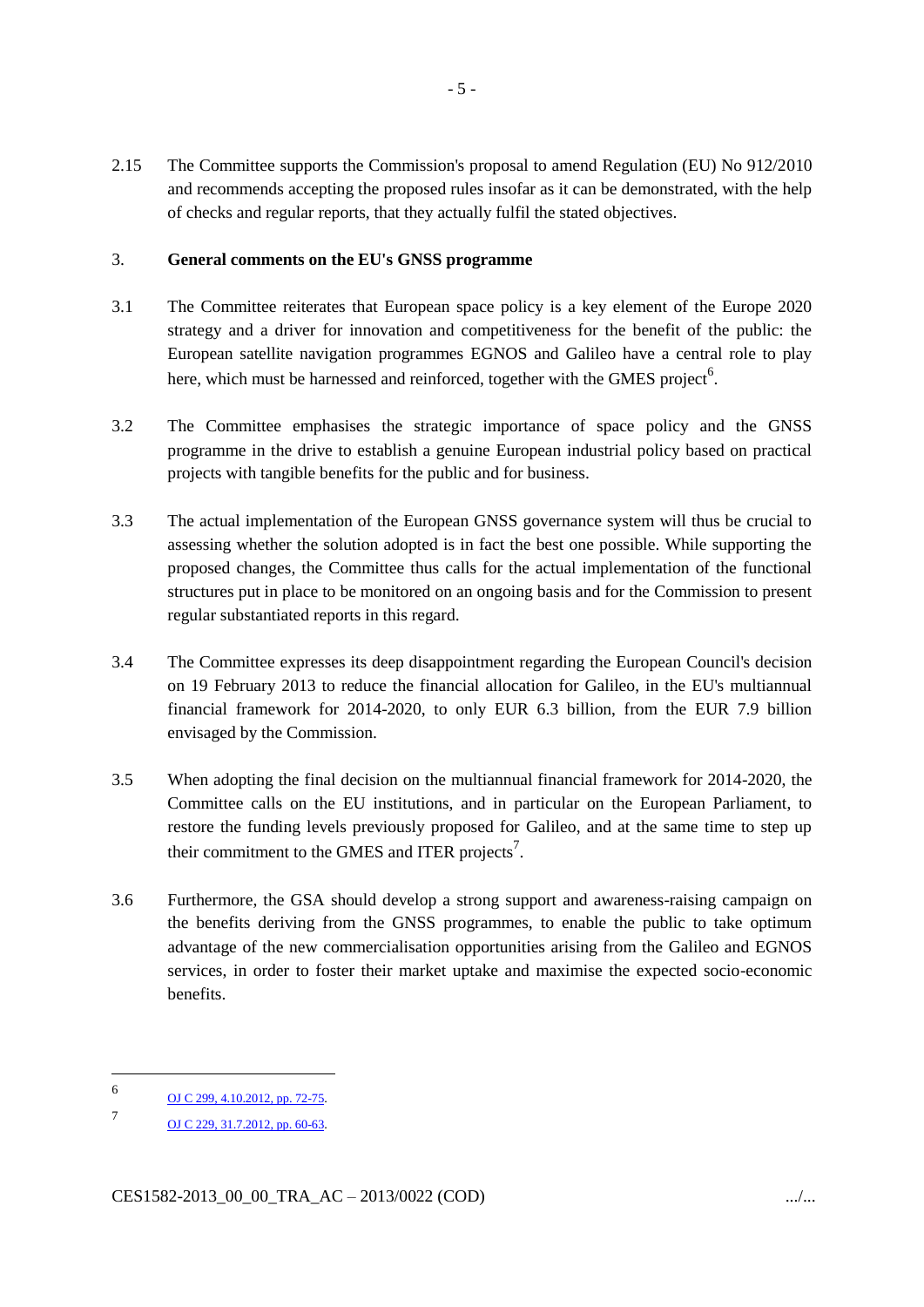2.15 The Committee supports the Commission's proposal to amend Regulation (EU) No 912/2010 and recommends accepting the proposed rules insofar as it can be demonstrated, with the help of checks and regular reports, that they actually fulfil the stated objectives.

## 3. General comments on the EU's GNSS programme

3.1 The Committee reiterates that European space policy is a key element of the Europe 2020 strategy and a driver for innovation and competitiveness for the benefit of the public: the European satellite navigation programmes EGNOS and Galileo have a central role to play here, which must be harnessed and reinforced, together with the GMES project[6].

3.2 The Committee emphasises the strategic importance of space policy and the GNSS programme in the drive to establish a genuine European industrial policy based on practical projects with tangible benefits for the public and for business.

3.3 The actual implementation of the European GNSS governance system will thus be crucial to assessing whether the solution adopted is in fact the best one possible. While supporting the proposed changes, the Committee thus calls for the actual implementation of the functional structures put in place to be monitored on an ongoing basis and for the Commission to present regular substantiated reports in this regard.

3.4 The Committee expresses its deep disappointment regarding the European Council's decision on 19 February 2013 to reduce the financial allocation for Galileo, in the EU's multiannual financial framework for 2014-2020, to only EUR 6.3 billion, from the EUR 7.9 billion envisaged by the Commission.

3.5 When adopting the final decision on the multiannual financial framework for 2014-2020, the Committee calls on the EU institutions, and in particular on the European Parliament, to restore the funding levels previously proposed for Galileo, and at the same time to step up their commitment to the GMES and ITER projects[7].

3.6 Furthermore, the GSA should develop a strong support and awareness-raising campaign on the benefits deriving from the GNSS programmes, to enable the public to take optimum advantage of the new commercialisation opportunities arising from the Galileo and EGNOS services, in order to foster their market uptake and maximise the expected socio-economic benefits.

---

[6] OJ C 299, 4.10.2012, pp. 72-75.

[7] OJ C 229, 31.7.2012, pp. 60-63.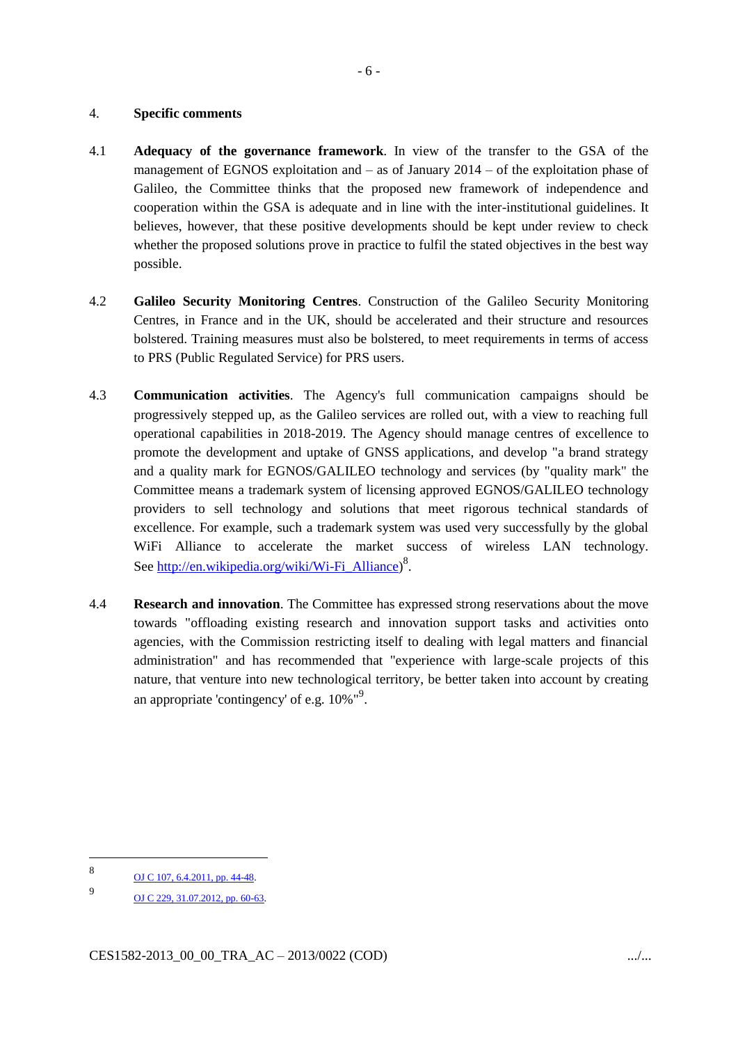## 4. Specific comments

4.1 **Adequacy of the governance framework**. In view of the transfer to the GSA of the management of EGNOS exploitation and – as of January 2014 – of the exploitation phase of Galileo, the Committee thinks that the proposed new framework of independence and cooperation within the GSA is adequate and in line with the inter-institutional guidelines. It believes, however, that these positive developments should be kept under review to check whether the proposed solutions prove in practice to fulfil the stated objectives in the best way possible.

4.2 **Galileo Security Monitoring Centres**. Construction of the Galileo Security Monitoring Centres, in France and in the UK, should be accelerated and their structure and resources bolstered. Training measures must also be bolstered, to meet requirements in terms of access to PRS (Public Regulated Service) for PRS users.

4.3 **Communication activities**. The Agency's full communication campaigns should be progressively stepped up, as the Galileo services are rolled out, with a view to reaching full operational capabilities in 2018-2019. The Agency should manage centres of excellence to promote the development and uptake of GNSS applications, and develop "a brand strategy and a quality mark for EGNOS/GALILEO technology and services (by "quality mark" the Committee means a trademark system of licensing approved EGNOS/GALILEO technology providers to sell technology and solutions that meet rigorous technical standards of excellence. For example, such a trademark system was used very successfully by the global WiFi Alliance to accelerate the market success of wireless LAN technology. See [http://en.wikipedia.org/wiki/Wi-Fi_Alliance](http://en.wikipedia.org/wiki/Wi-Fi_Alliance))[8].

4.4 **Research and innovation**. The Committee has expressed strong reservations about the move towards "offloading existing research and innovation support tasks and activities onto agencies, with the Commission restricting itself to dealing with legal matters and financial administration" and has recommended that "experience with large-scale projects of this nature, that venture into new technological territory, be better taken into account by creating an appropriate 'contingency' of e.g. 10%"[9].

---

[8] OJ C 107, 6.4.2011, pp. 44-48.

[9] OJ C 229, 31.07.2012, pp. 60-63.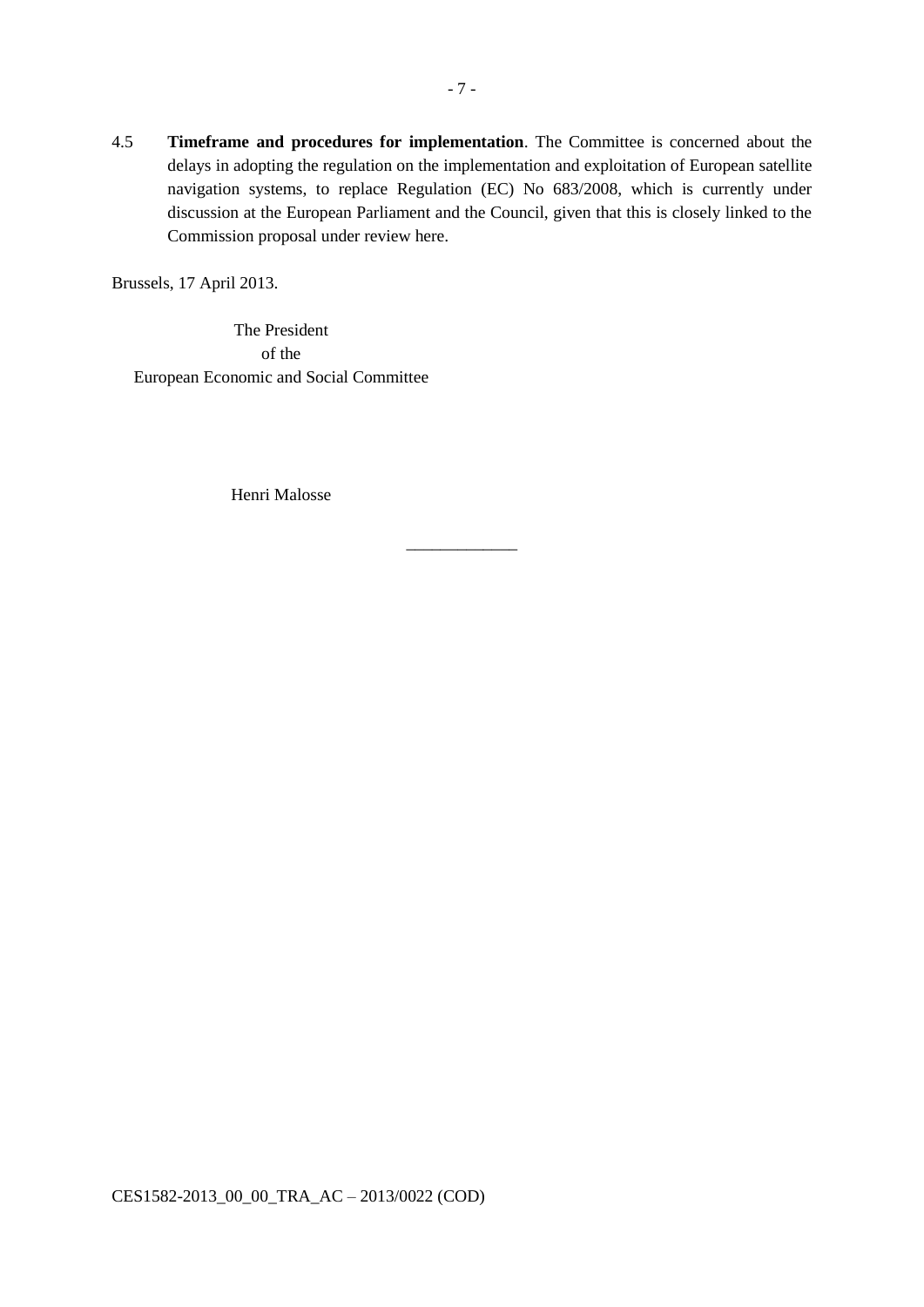4.5 **Timeframe and procedures for implementation**. The Committee is concerned about the delays in adopting the regulation on the implementation and exploitation of European satellite navigation systems, to replace Regulation (EC) No 683/2008, which is currently under discussion at the European Parliament and the Council, given that this is closely linked to the Commission proposal under review here.

Brussels, 17 April 2013.

The President
of the
European Economic and Social Committee

Henri Malosse

_____________

CES1582-2013_00_00_TRA_AC – 2013/0022 (COD)